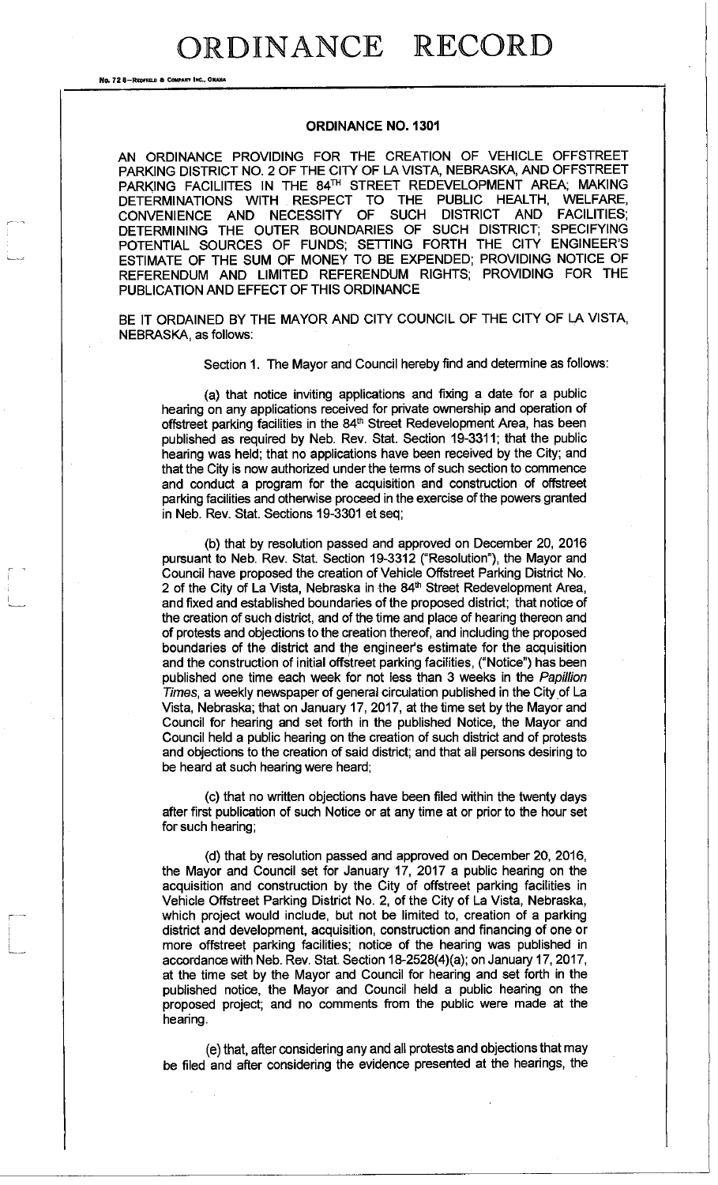# ORDINANCE RECORD

No. 72 8—REDFIELD & COMPANY INC., OMAHA

## ORDINANCE NO. 1301

AN ORDINANCE PROVIDING FOR THE CREATION OF VEHICLE OFFSTREET PARKING DISTRICT NO. 2 OF THE CITY OF LA VISTA, NEBRASKA, AND OFFSTREET PARKING FACILIITES IN THE 84TH STREET REDEVELOPMENT AREA; MAKING DETERMINATIONS WITH RESPECT TO THE PUBLIC HEALTH, WELFARE, CONVENIENCE AND NECESSITY OF SUCH DISTRICT AND FACILITIES; DETERMINING THE OUTER BOUNDARIES OF SUCH DISTRICT; SPECIFYING POTENTIAL SOURCES OF FUNDS; SETTING FORTH THE CITY ENGINEER'S ESTIMATE OF THE SUM OF MONEY TO BE EXPENDED; PROVIDING NOTICE OF REFERENDUM AND LIMITED REFERENDUM RIGHTS; PROVIDING FOR THE PUBLICATION AND EFFECT OF THIS ORDINANCE

BE IT ORDAINED BY THE MAYOR AND CITY COUNCIL OF THE CITY OF LA VISTA, NEBRASKA, as follows:

Section 1. The Mayor and Council hereby find and determine as follows:

(a) that notice inviting applications and fixing a date for a public hearing on any applications received for private ownership and operation of offstreet parking facilities in the 84th Street Redevelopment Area, has been published as required by Neb. Rev. Stat. Section 19-3311; that the public hearing was held; that no applications have been received by the City; and that the City is now authorized under the terms of such section to commence and conduct a program for the acquisition and construction of offstreet parking facilities and otherwise proceed in the exercise of the powers granted in Neb. Rev. Stat. Sections 19-3301 et seq;

(b) that by resolution passed and approved on December 20, 2016 pursuant to Neb. Rev. Stat. Section 19-3312 ("Resolution"), the Mayor and Council have proposed the creation of Vehicle Offstreet Parking District No. 2 of the City of La Vista, Nebraska in the 84th Street Redevelopment Area, and fixed and established boundaries of the proposed district; that notice of the creation of such district, and of the time and place of hearing thereon and of protests and objections to the creation thereof, and including the proposed boundaries of the district and the engineer's estimate for the acquisition and the construction of initial offstreet parking facilities, ("Notice") has been published one time each week for not less than 3 weeks in the *Papillion Times*, a weekly newspaper of general circulation published in the City of La Vista, Nebraska; that on January 17, 2017, at the time set by the Mayor and Council for hearing and set forth in the published Notice, the Mayor and Council held a public hearing on the creation of such district and of protests and objections to the creation of said district; and that all persons desiring to be heard at such hearing were heard;

(c) that no written objections have been filed within the twenty days after first publication of such Notice or at any time at or prior to the hour set for such hearing;

(d) that by resolution passed and approved on December 20, 2016, the Mayor and Council set for January 17, 2017 a public hearing on the acquisition and construction by the City of offstreet parking facilities in Vehicle Offstreet Parking District No. 2, of the City of La Vista, Nebraska, which project would include, but not be limited to, creation of a parking district and development, acquisition, construction and financing of one or more offstreet parking facilities; notice of the hearing was published in accordance with Neb. Rev. Stat. Section 18-2528(4)(a); on January 17, 2017, at the time set by the Mayor and Council for hearing and set forth in the published notice, the Mayor and Council held a public hearing on the proposed project; and no comments from the public were made at the hearing.

(e) that, after considering any and all protests and objections that may be filed and after considering the evidence presented at the hearings, the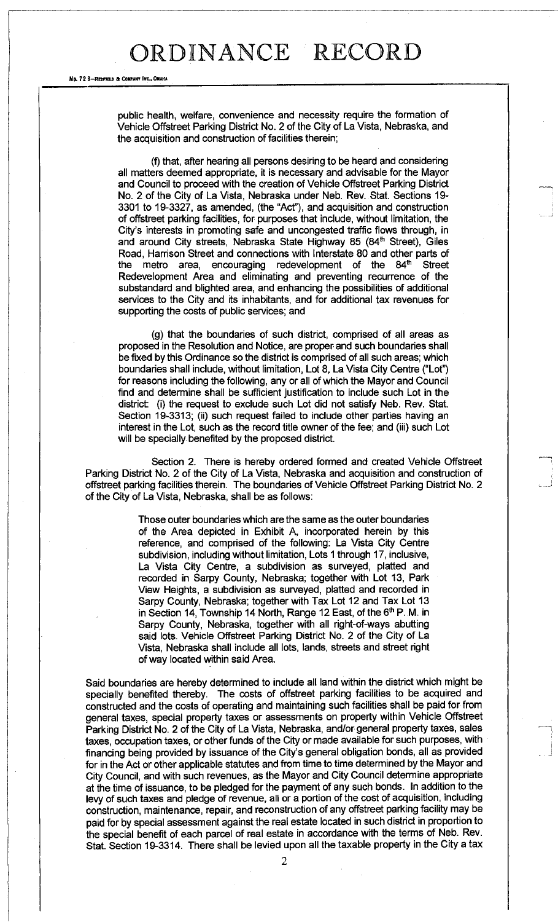public health, welfare, convenience and necessity require the formation of Vehicle Offstreet Parking District No. 2 of the City of La Vista, Nebraska, and the acquisition and construction of facilities therein;

(f) that, after hearing all persons desiring to be heard and considering all matters deemed appropriate, it is necessary and advisable for the Mayor and Council to proceed with the creation of Vehicle Offstreet Parking District No. 2 of the City of La Vista, Nebraska under Neb. Rev. Stat. Sections 19-3301 to 19-3327, as amended, (the "Act"), and acquisition and construction of offstreet parking facilities, for purposes that include, without limitation, the City's interests in promoting safe and uncongested traffic flows through, in and around City streets, Nebraska State Highway 85 (84th Street), Giles Road, Harrison Street and connections with Interstate 80 and other parts of the metro area, encouraging redevelopment of the 84th Street Redevelopment Area and eliminating and preventing recurrence of the substandard and blighted area, and enhancing the possibilities of additional services to the City and its inhabitants, and for additional tax revenues for supporting the costs of public services; and

(g) that the boundaries of such district, comprised of all areas as proposed in the Resolution and Notice, are proper and such boundaries shall be fixed by this Ordinance so the district is comprised of all such areas; which boundaries shall include, without limitation, Lot 8, La Vista City Centre ("Lot") for reasons including the following, any or all of which the Mayor and Council find and determine shall be sufficient justification to include such Lot in the district: (i) the request to exclude such Lot did not satisfy Neb. Rev. Stat. Section 19-3313; (ii) such request failed to include other parties having an interest in the Lot, such as the record title owner of the fee; and (iii) such Lot will be specially benefited by the proposed district.

Section 2. There is hereby ordered formed and created Vehicle Offstreet Parking District No. 2 of the City of La Vista, Nebraska and acquisition and construction of offstreet parking facilities therein. The boundaries of Vehicle Offstreet Parking District No. 2 of the City of La Vista, Nebraska, shall be as follows:

> Those outer boundaries which are the same as the outer boundaries of the Area depicted in Exhibit A, incorporated herein by this reference, and comprised of the following: La Vista City Centre subdivision, including without limitation, Lots 1 through 17, inclusive, La Vista City Centre, a subdivision as surveyed, platted and recorded in Sarpy County, Nebraska; together with Lot 13, Park View Heights, a subdivision as surveyed, platted and recorded in Sarpy County, Nebraska; together with Tax Lot 12 and Tax Lot 13 in Section 14, Township 14 North, Range 12 East, of the 6th P. M. in Sarpy County, Nebraska, together with all right-of-ways abutting said lots. Vehicle Offstreet Parking District No. 2 of the City of La Vista, Nebraska shall include all lots, lands, streets and street right of way located within said Area.

Said boundaries are hereby determined to include all land within the district which might be specially benefited thereby. The costs of offstreet parking facilities to be acquired and constructed and the costs of operating and maintaining such facilities shall be paid for from general taxes, special property taxes or assessments on property within Vehicle Offstreet Parking District No. 2 of the City of La Vista, Nebraska, and/or general property taxes, sales taxes, occupation taxes, or other funds of the City or made available for such purposes, with financing being provided by issuance of the City's general obligation bonds, all as provided for in the Act or other applicable statutes and from time to time determined by the Mayor and City Council, and with such revenues, as the Mayor and City Council determine appropriate at the time of issuance, to be pledged for the payment of any such bonds. In addition to the levy of such taxes and pledge of revenue, all or a portion of the cost of acquisition, including construction, maintenance, repair, and reconstruction of any offstreet parking facility may be paid for by special assessment against the real estate located in such district in proportion to the special benefit of each parcel of real estate in accordance with the terms of Neb. Rev. Stat. Section 19-3314. There shall be levied upon all the taxable property in the City a tax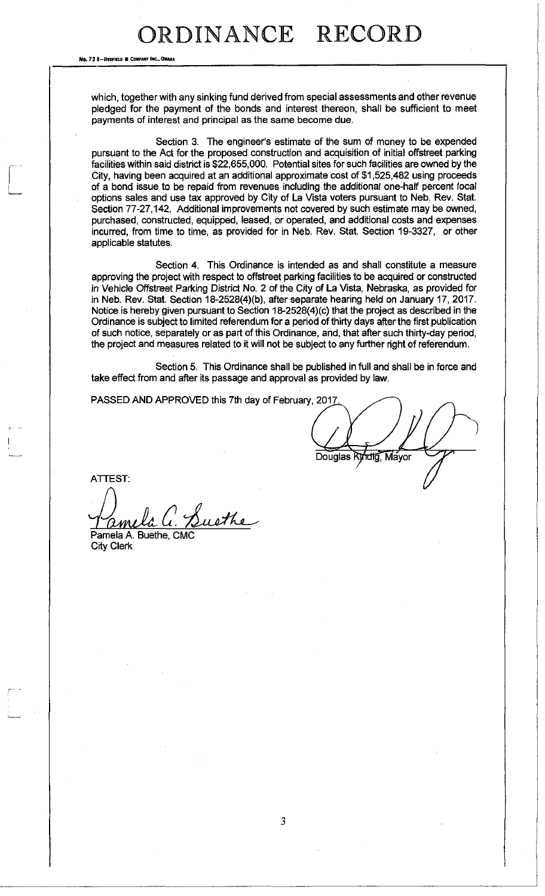which, together with any sinking fund derived from special assessments and other revenue pledged for the payment of the bonds and interest thereon, shall be sufficient to meet payments of interest and principal as the same become due.

Section 3. The engineer's estimate of the sum of money to be expended pursuant to the Act for the proposed construction and acquisition of initial offstreet parking facilities within said district is $22,655,000. Potential sites for such facilities are owned by the City, having been acquired at an additional approximate cost of $1,525,482 using proceeds of a bond issue to be repaid from revenues including the additional one-half percent local options sales and use tax approved by City of La Vista voters pursuant to Neb. Rev. Stat. Section 77-27,142. Additional improvements not covered by such estimate may be owned, purchased, constructed, equipped, leased, or operated, and additional costs and expenses incurred, from time to time, as provided for in Neb. Rev. Stat. Section 19-3327, or other applicable statutes.

Section 4. This Ordinance is intended as and shall constitute a measure approving the project with respect to offstreet parking facilities to be acquired or constructed in Vehicle Offstreet Parking District No. 2 of the City of La Vista, Nebraska, as provided for in Neb. Rev. Stat. Section 18-2528(4)(b), after separate hearing held on January 17, 2017. Notice is hereby given pursuant to Section 18-2528(4)(c) that the project as described in the Ordinance is subject to limited referendum for a period of thirty days after the first publication of such notice, separately or as part of this Ordinance, and, that after such thirty-day period, the project and measures related to it will not be subject to any further right of referendum.

Section 5. This Ordinance shall be published in full and shall be in force and take effect from and after its passage and approval as provided by law.

PASSED AND APPROVED this 7th day of February, 2017.

Douglas Kindig, Mayor

ATTEST:

Pamela A. Buethe, CMC
City Clerk